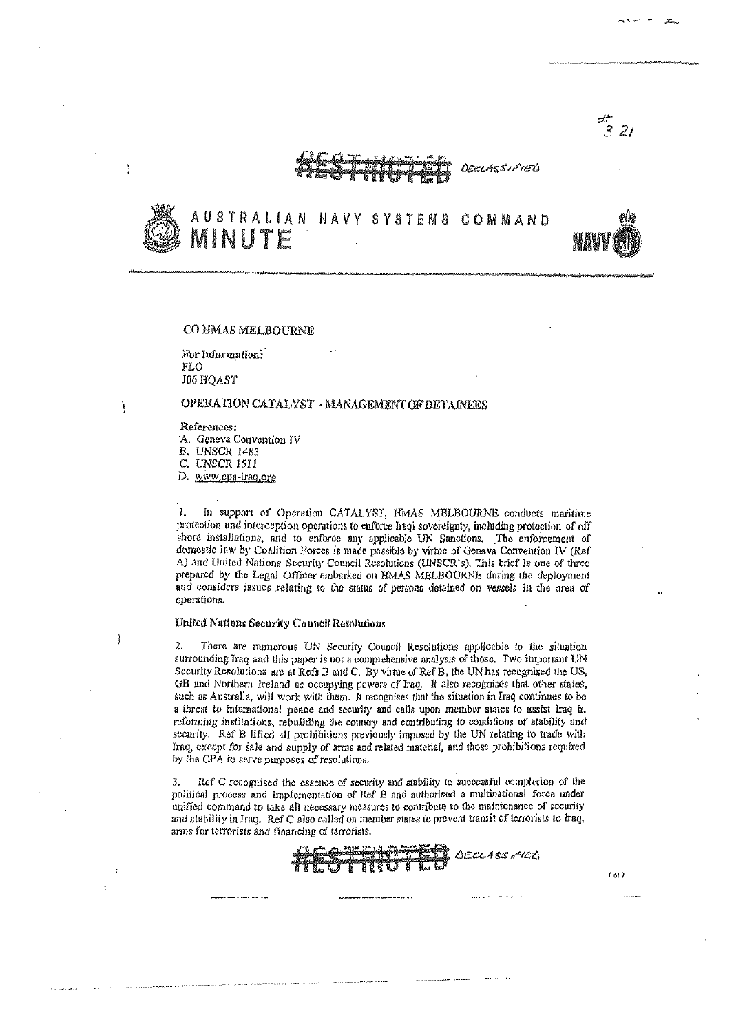#3.21

~~RESTRICTED~~ DECLASSIFIED

# AUSTRALIAN NAVY SYSTEMS COMMAND
# MINUTE

NAVY

CO HMAS MELBOURNE

For Information:
FLO
J06 HQAST

## OPERATION CATALYST - MANAGEMENT OF DETAINEES

References:
A. Geneva Convention IV
B. UNSCR 1483
C. UNSCR 1511
D. www.cpa-iraq.org

1. In support of Operation CATALYST, HMAS MELBOURNE conducts maritime protection and interception operations to enforce Iraqi sovereignty, including protection of off shore installations, and to enforce any applicable UN Sanctions. The enforcement of domestic law by Coalition Forces is made possible by virtue of Geneva Convention IV (Ref A) and United Nations Security Council Resolutions (UNSCR's). This brief is one of three prepared by the Legal Officer embarked on HMAS MELBOURNE during the deployment and considers issues relating to the status of persons detained on vessels in the area of operations.

### United Nations Security Council Resolutions

2. There are numerous UN Security Council Resolutions applicable to the situation surrounding Iraq and this paper is not a comprehensive analysis of those. Two important UN Security Resolutions are at Refs B and C. By virtue of Ref B, the UN has recognised the US, GB and Northern Ireland as occupying powers of Iraq. It also recognises that other states, such as Australia, will work with them. It recognises that the situation in Iraq continues to be a threat to international peace and security and calls upon member states to assist Iraq in reforming institutions, rebuilding the country and contributing to conditions of stability and security. Ref B lifted all prohibitions previously imposed by the UN relating to trade with Iraq, except for sale and supply of arms and related material, and those prohibitions required by the CPA to serve purposes of resolutions.

3. Ref C recognised the essence of security and stability to successful completion of the political process and implementation of Ref B and authorised a multinational force under unified command to take all necessary measures to contribute to the maintenance of security and stability in Iraq. Ref C also called on member states to prevent transit of terrorists to Iraq, arms for terrorists and financing of terrorists.

~~RESTRICTED~~ DECLASSIFIED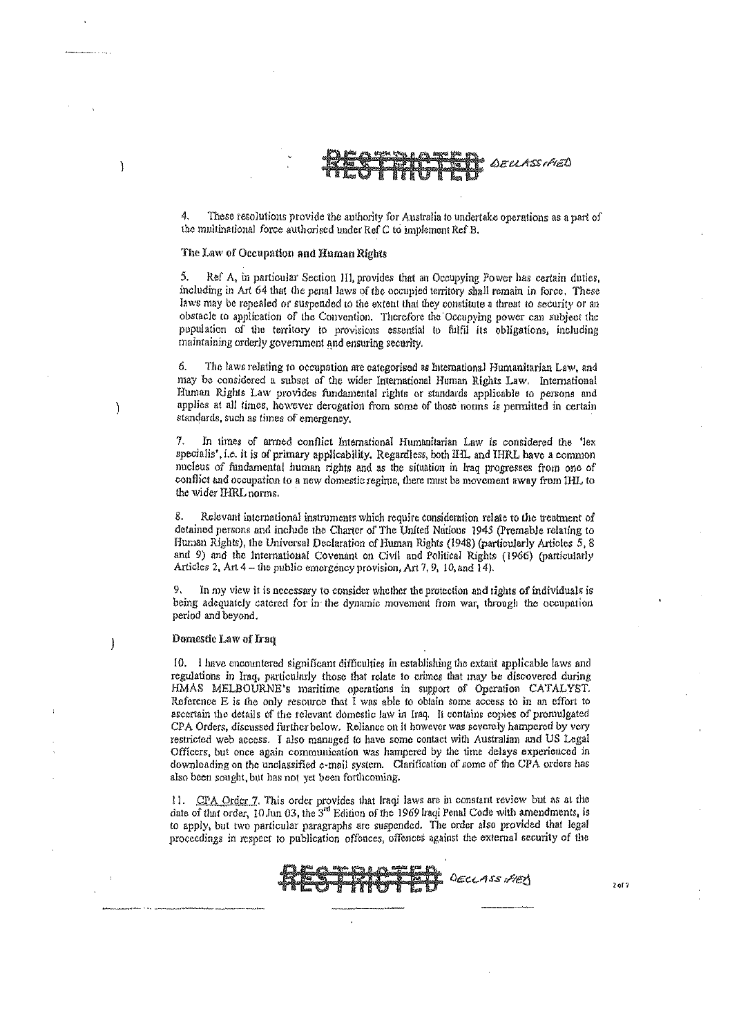4. These resolutions provide the authority for Australia to undertake operations as a part of the multinational force authorised under Ref C to implement Ref B.

### The Law of Occupation and Human Rights

5. Ref A, in particular Section III, provides that an Occupying Power has certain duties, including in Art 64 that the penal laws of the occupied territory shall remain in force. These laws may be repealed or suspended to the extent that they constitute a threat to security or an obstacle to application of the Convention. Therefore the Occupying power can subject the population of the territory to provisions essential to fulfil its obligations, including maintaining orderly government and ensuring security.

6. The laws relating to occupation are categorised as International Humanitarian Law, and may be considered a subset of the wider International Human Rights Law. International Human Rights Law provides fundamental rights or standards applicable to persons and applies at all times, however derogation from some of those norms is permitted in certain standards, such as times of emergency.

7. In times of armed conflict International Humanitarian Law is considered the 'lex specialis', i.e. it is of primary applicability. Regardless, both IHL and IHRL have a common nucleus of fundamental human rights and as the situation in Iraq progresses from one of conflict and occupation to a new domestic regime, there must be movement away from IHL to the wider IHRL norms.

8. Relevant international instruments which require consideration relate to the treatment of detained persons and include the Charter of The United Nations 1945 (Premable relating to Human Rights), the Universal Declaration of Human Rights (1948) (particularly Articles 5, 8 and 9) and the International Covenant on Civil and Political Rights (1966) (particularly Articles 2, Art 4 – the public emergency provision, Art 7, 9, 10, and 14).

9. In my view it is necessary to consider whether the protection and rights of individuals is being adequately catered for in the dynamic movement from war, through the occupation period and beyond.

### Domestic Law of Iraq

10. I have encountered significant difficulties in establishing the extant applicable laws and regulations in Iraq, particularly those that relate to crimes that may be discovered during HMAS MELBOURNE's maritime operations in support of Operation CATALYST. Reference E is the only resource that I was able to obtain some access to in an effort to ascertain the details of the relevant domestic law in Iraq. It contains copies of promulgated CPA Orders, discussed further below. Reliance on it however was severely hampered by very restricted web access. I also managed to have some contact with Australian and US Legal Officers, but once again communication was hampered by the time delays experienced in downloading on the unclassified e-mail system. Clarification of some of the CPA orders has also been sought, but has not yet been forthcoming.

11. CPA Order 7. This order provides that Iraqi laws are in constant review but as at the date of that order, 10 Jun 03, the 3rd Edition of the 1969 Iraqi Penal Code with amendments, is to apply, but two particular paragraphs are suspended. The order also provided that legal proceedings in respect to publication offences, offences against the external security of the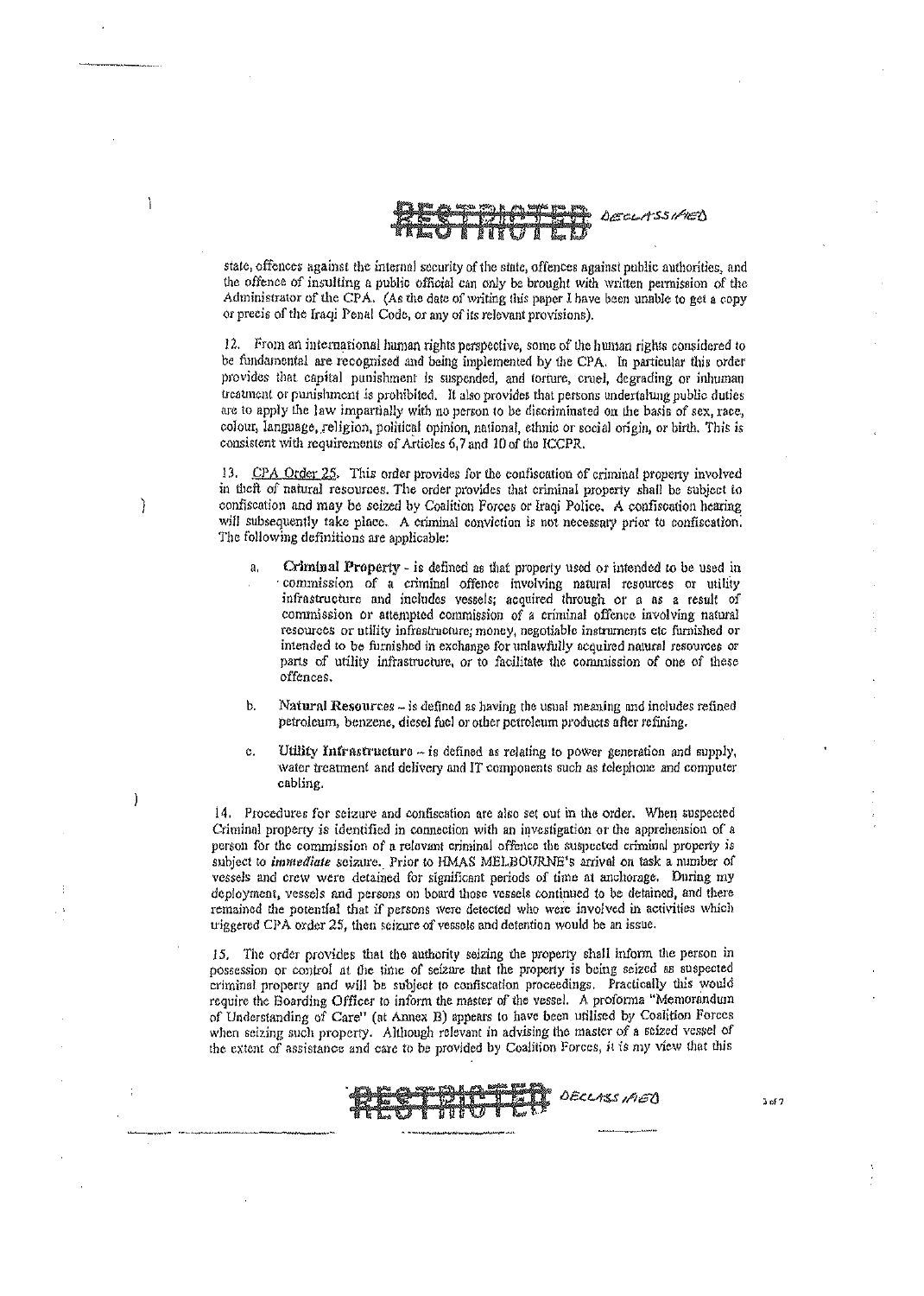state, offences against the internal security of the state, offences against public authorities, and the offence of insulting a public official can only be brought with written permission of the Administrator of the CPA. (As the date of writing this paper I have been unable to get a copy or precis of the Iraqi Penal Code, or any of its relevant provisions).

12. From an international human rights perspective, some of the human rights considered to be fundamental are recognised and being implemented by the CPA. In particular this order provides that capital punishment is suspended, and torture, cruel, degrading or inhuman treatment or punishment is prohibited. It also provides that persons undertaking public duties are to apply the law impartially with no person to be discriminated on the basis of sex, race, colour, language, religion, political opinion, national, ethnic or social origin, or birth. This is consistent with requirements of Articles 6,7 and 10 of the ICCPR.

13. CPA Order 25. This order provides for the confiscation of criminal property involved in theft of natural resources. The order provides that criminal property shall be subject to confiscation and may be seized by Coalition Forces or Iraqi Police. A confiscation hearing will subsequently take place. A criminal conviction is not necessary prior to confiscation. The following definitions are applicable:

a. **Criminal Property** - is defined as that property used or intended to be used in commission of a criminal offence involving natural resources or utility infrastructure and includes vessels; acquired through or a as a result of commission or attempted commission of a criminal offence involving natural resources or utility infrastructure; money, negotiable instruments etc furnished or intended to be furnished in exchange for unlawfully acquired natural resources or parts of utility infrastructure, or to facilitate the commission of one of these offences.

b. **Natural Resources** – is defined as having the usual meaning and includes refined petroleum, benzene, diesel fuel or other petroleum products after refining.

c. **Utility Infrastructure** – is defined as relating to power generation and supply, water treatment and delivery and IT components such as telephone and computer cabling.

14. Procedures for seizure and confiscation are also set out in the order. When suspected Criminal property is identified in connection with an investigation or the apprehension of a person for the commission of a relevant criminal offence the suspected criminal property is subject to *immediate* seizure. Prior to HMAS MELBOURNE's arrival on task a number of vessels and crew were detained for significant periods of time at anchorage. During my deployment, vessels and persons on board those vessels continued to be detained, and there remained the potential that if persons were detected who were involved in activities which triggered CPA order 25, then seizure of vessels and detention would be an issue.

15. The order provides that the authority seizing the property shall inform the person in possession or control at the time of seizure that the property is being seized as suspected criminal property and will be subject to confiscation proceedings. Practically this would require the Boarding Officer to inform the master of the vessel. A proforma "Memorandum of Understanding of Care" (at Annex B) appears to have been utilised by Coalition Forces when seizing such property. Although relevant in advising the master of a seized vessel of the extent of assistance and care to be provided by Coalition Forces, it is my view that this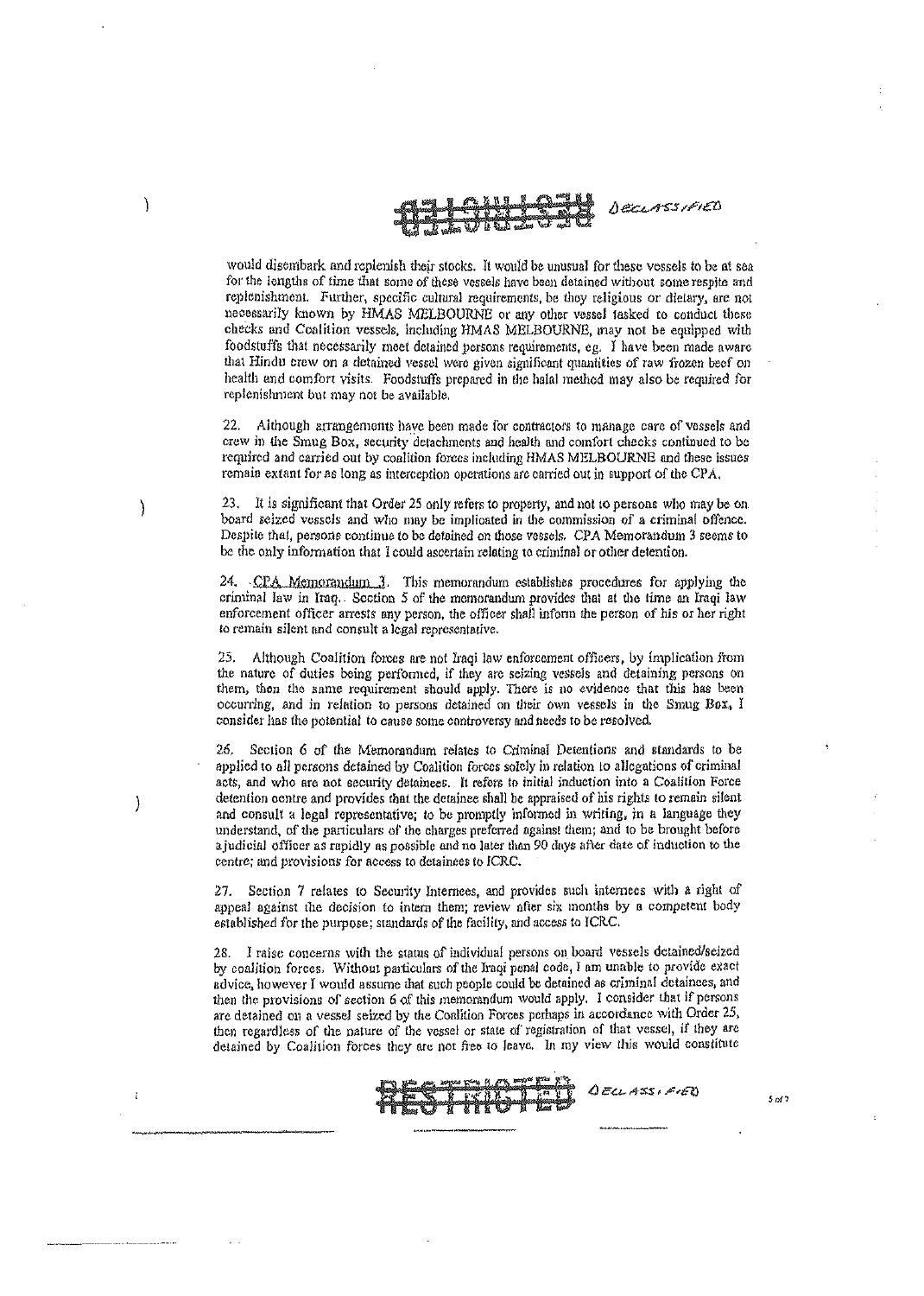would disembark and replenish their stocks. It would be unusual for these vessels to be at sea for the lengths of time that some of these vessels have been detained without some respite and replenishment. Further, specific cultural requirements, be they religious or dietary, are not necessarily known by HMAS MELBOURNE or any other vessel tasked to conduct these checks and Coalition vessels, including HMAS MELBOURNE, may not be equipped with foodstuffs that necessarily meet detained persons requirements, eg. I have been made aware that Hindu crew on a detained vessel were given significant quantities of raw frozen beef on health and comfort visits. Foodstuffs prepared in the halal method may also be required for replenishment but may not be available.

22. Although arrangements have been made for contractors to manage care of vessels and crew in the Smug Box, security detachments and health and comfort checks continued to be required and carried out by coalition forces including HMAS MELBOURNE and these issues remain extant for as long as interception operations are carried out in support of the CPA.

23. It is significant that Order 25 only refers to property, and not to persons who may be on board seized vessels and who may be implicated in the commission of a criminal offence. Despite that, persons continue to be detained on those vessels. CPA Memorandum 3 seems to be the only information that I could ascertain relating to criminal or other detention.

24. CPA Memorandum 3. This memorandum establishes procedures for applying the criminal law in Iraq. Section 5 of the memorandum provides that at the time an Iraqi law enforcement officer arrests any person, the officer shall inform the person of his or her right to remain silent and consult a legal representative.

25. Although Coalition forces are not Iraqi law enforcement officers, by implication from the nature of duties being performed, if they are seizing vessels and detaining persons on them, then the same requirement should apply. There is no evidence that this has been occurring, and in relation to persons detained on their own vessels in the Smug Box, I consider has the potential to cause some controversy and needs to be resolved.

26. Section 6 of the Memorandum relates to Criminal Detentions and standards to be applied to all persons detained by Coalition forces solely in relation to allegations of criminal acts, and who are not security detainees. It refers to initial induction into a Coalition Force detention centre and provides that the detainee shall be appraised of his rights to remain silent and consult a legal representative; to be promptly informed in writing, in a language they understand, of the particulars of the charges preferred against them; and to be brought before a judicial officer as rapidly as possible and no later than 90 days after date of induction to the centre; and provisions for access to detainees to ICRC.

27. Section 7 relates to Security Internees, and provides such internees with a right of appeal against the decision to intern them; review after six months by a competent body established for the purpose; standards of the facility, and access to ICRC.

28. I raise concerns with the status of individual persons on board vessels detained/seized by coalition forces. Without particulars of the Iraqi penal code, I am unable to provide exact advice, however I would assume that such people could be detained as criminal detainees, and then the provisions of section 6 of this memorandum would apply. I consider that if persons are detained on a vessel seized by the Coalition Forces perhaps in accordance with Order 25, then regardless of the nature of the vessel or state of registration of that vessel, if they are detained by Coalition forces they are not free to leave. In my view this would constitute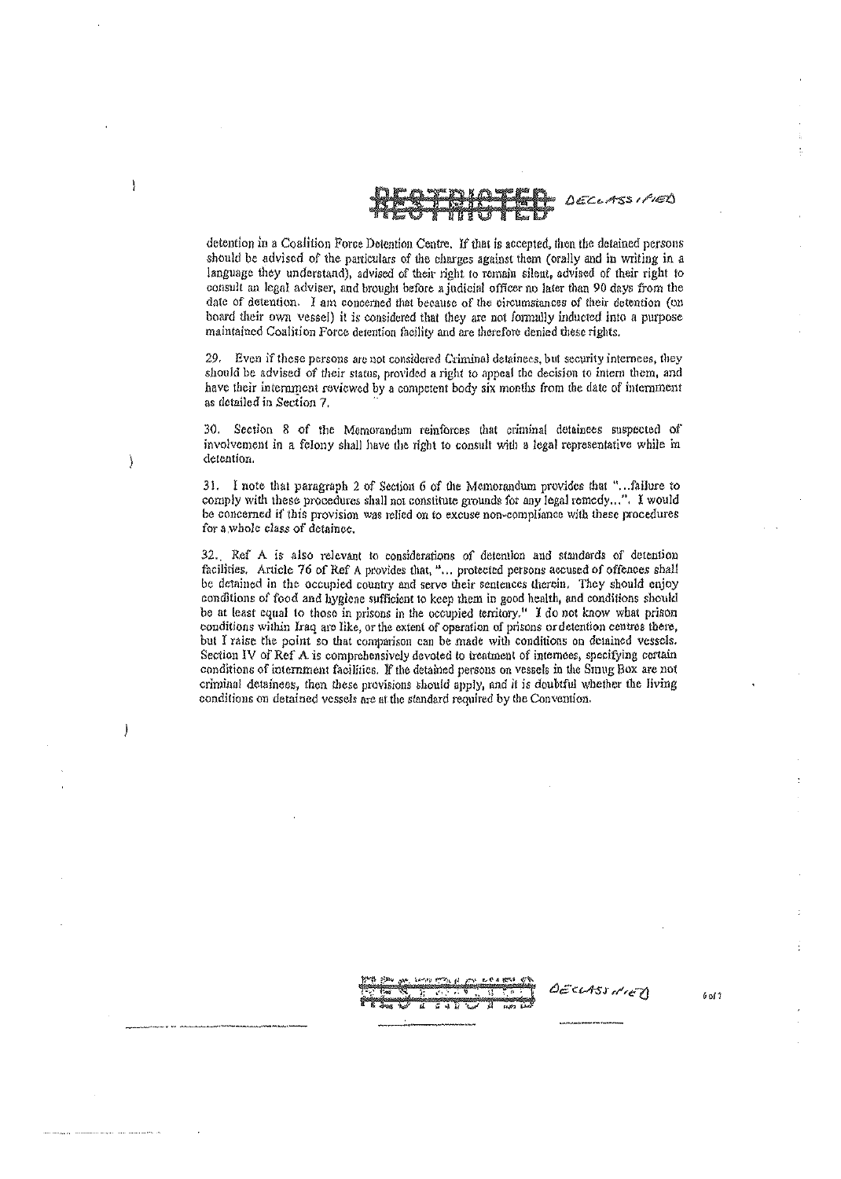detention in a Coalition Force Detention Centre. If that is accepted, then the detained persons should be advised of the particulars of the charges against them (orally and in writing in a language they understand), advised of their right to remain silent, advised of their right to consult an legal adviser, and brought before a judicial officer no later than 90 days from the date of detention. I am concerned that because of the circumstances of their detention (on board their own vessel) it is considered that they are not formally inducted into a purpose maintained Coalition Force detention facility and are therefore denied these rights.

29. Even if these persons are not considered Criminal detainees, but security internees, they should be advised of their status, provided a right to appeal the decision to intern them, and have their internment reviewed by a competent body six months from the date of internment as detailed in Section 7.

30. Section 8 of the Memorandum reinforces that criminal detainees suspected of involvement in a felony shall have the right to consult with a legal representative while in detention.

31. I note that paragraph 2 of Section 6 of the Memorandum provides that "...failure to comply with these procedures shall not constitute grounds for any legal remedy...". I would be concerned if this provision was relied on to excuse non-compliance with these procedures for a whole class of detainee.

32. Ref A is also relevant to considerations of detention and standards of detention facilities. Article 76 of Ref A provides that, "... protected persons accused of offences shall be detained in the occupied country and serve their sentences therein. They should enjoy conditions of food and hygiene sufficient to keep them in good health, and conditions should be at least equal to those in prisons in the occupied territory." I do not know what prison conditions within Iraq are like, or the extent of operation of prisons or detention centres there, but I raise the point so that comparison can be made with conditions on detained vessels. Section IV of Ref A is comprehensively devoted to treatment of internees, specifying certain conditions of internment facilities. If the detained persons on vessels in the Smug Box are not criminal detainees, then these provisions should apply, and it is doubtful whether the living conditions on detained vessels are at the standard required by the Convention.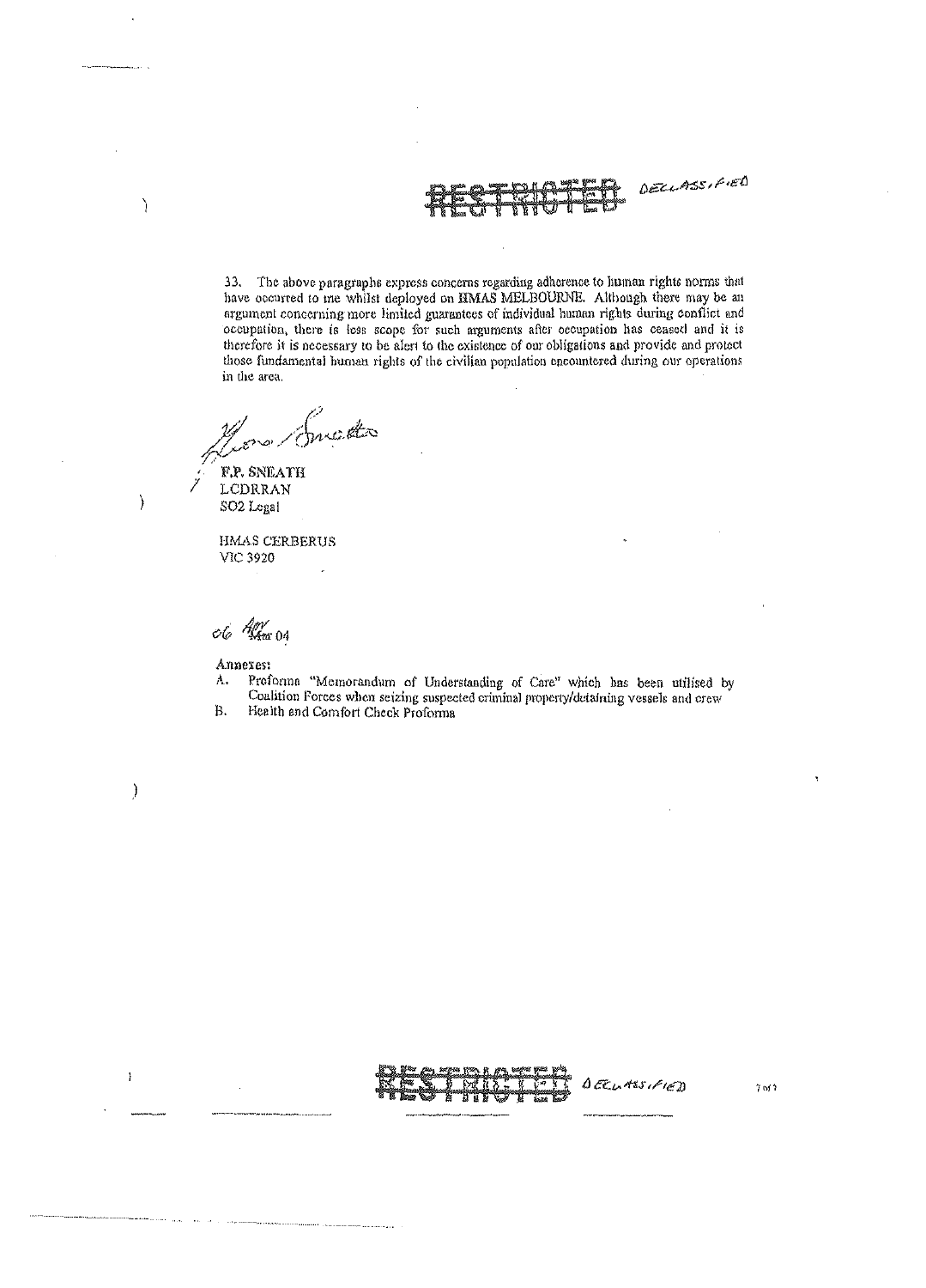~~RESTRICTED~~ DECLASSIFIED

33. The above paragraphs express concerns regarding adherence to human rights norms that have occurred to me whilst deployed on HMAS MELBOURNE. Although there may be an argument concerning more limited guarantees of individual human rights during conflict and occupation, there is less scope for such arguments after occupation has ceased and it is therefore it is necessary to be alert to the existence of our obligations and provide and protect those fundamental human rights of the civilian population encountered during our operations in the area.

F.P. SNEATH
LCDRRAN
SO2 Legal

HMAS CERBERUS
VIC 3920

06 Apr 04

Annexes:

A. Proforma "Memorandum of Understanding of Care" which has been utilised by Coalition Forces when seizing suspected criminal property/detaining vessels and crew
B. Health and Comfort Check Proforma

~~RESTRICTED~~ DECLASSIFIED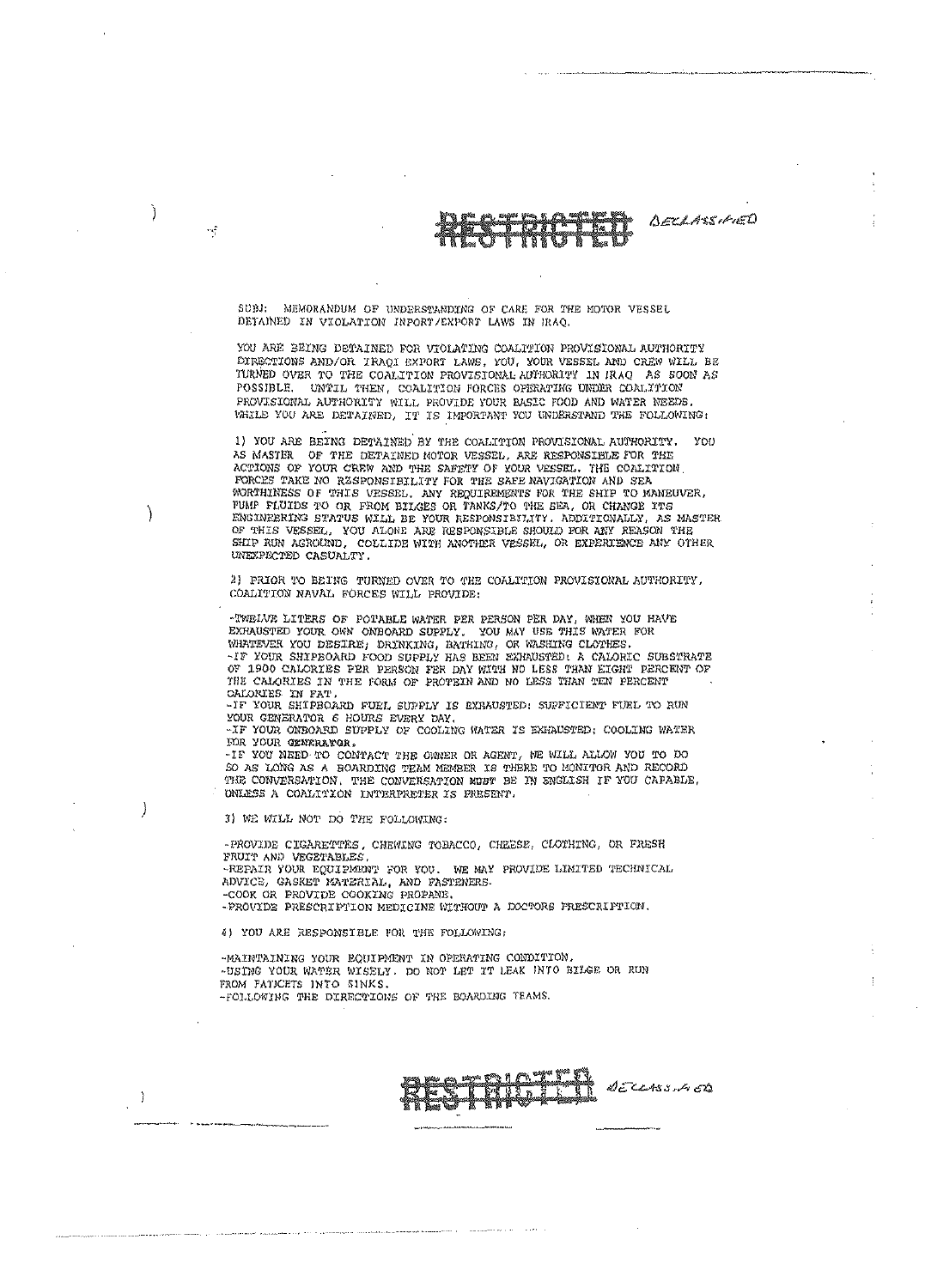~~RESTRICTED~~ DECLASSIFIED

SUBJ: MEMORANDUM OF UNDERSTANDING OF CARE FOR THE MOTOR VESSEL DETAINED IN VIOLATION INPORT/EXPORT LAWS IN IRAQ.

YOU ARE BEING DETAINED FOR VIOLATING COALITION PROVISIONAL AUTHORITY DIRECTIONS AND/OR IRAQI EXPORT LAWS. YOU, YOUR VESSEL AND CREW WILL BE TURNED OVER TO THE COALITION PROVISIONAL AUTHORITY IN IRAQ AS SOON AS POSSIBLE. UNTIL THEN, COALITION FORCES OPERATING UNDER COALITION PROVISIONAL AUTHORITY WILL PROVIDE YOUR BASIC FOOD AND WATER NEEDS. WHILE YOU ARE DETAINED, IT IS IMPORTANT YOU UNDERSTAND THE FOLLOWING:

1) YOU ARE BEING DETAINED BY THE COALITION PROVISIONAL AUTHORITY. YOU AS MASTER OF THE DETAINED MOTOR VESSEL, ARE RESPONSIBLE FOR THE ACTIONS OF YOUR CREW AND THE SAFETY OF YOUR VESSEL. THE COALITION FORCES TAKE NO RESPONSIBILITY FOR THE SAFE NAVIGATION AND SEA WORTHINESS OF THIS VESSEL. ANY REQUIREMENTS FOR THE SHIP TO MANEUVER, PUMP FLUIDS TO OR FROM BILGES OR TANKS/TO THE SEA, OR CHANGE ITS ENGINEERING STATUS WILL BE YOUR RESPONSIBILITY. ADDITIONALLY, AS MASTER OF THIS VESSEL, YOU ALONE ARE RESPONSIBLE SHOULD FOR ANY REASON THE SHIP RUN AGROUND, COLLIDE WITH ANOTHER VESSEL, OR EXPERIENCE ANY OTHER UNEXPECTED CASUALTY.

2) PRIOR TO BEING TURNED OVER TO THE COALITION PROVISIONAL AUTHORITY, COALITION NAVAL FORCES WILL PROVIDE:

-TWELVE LITERS OF POTABLE WATER PER PERSON PER DAY, WHEN YOU HAVE EXHAUSTED YOUR OWN ONBOARD SUPPLY. YOU MAY USE THIS WATER FOR WHATEVER YOU DESIRE; DRINKING, BATHING, OR WASHING CLOTHES.
-IF YOUR SHIPBOARD FOOD SUPPLY HAS BEEN EXHAUSTED: A CALORIC SUBSTRATE OF 1900 CALORIES PER PERSON PER DAY WITH NO LESS THAN EIGHT PERCENT OF THE CALORIES IN THE FORM OF PROTEIN AND NO LESS THAN TEN PERCENT CALORIES IN FAT.
-IF YOUR SHIPBOARD FUEL SUPPLY IS EXHAUSTED: SUFFICIENT FUEL TO RUN YOUR GENERATOR 6 HOURS EVERY DAY.
-IF YOUR ONBOARD SUPPLY OF COOLING WATER IS EXHAUSTED: COOLING WATER FOR YOUR GENERATOR.
-IF YOU NEED TO CONTACT THE OWNER OR AGENT, WE WILL ALLOW YOU TO DO SO AS LONG AS A BOARDING TEAM MEMBER IS THERE TO MONITOR AND RECORD THE CONVERSATION. THE CONVERSATION MUST BE IN ENGLISH IF YOU CAPABLE, UNLESS A COALITION INTERPRETER IS PRESENT.

3) WE WILL NOT DO THE FOLLOWING:

-PROVIDE CIGARETTES, CHEWING TOBACCO, CHEESE, CLOTHING, OR FRESH FRUIT AND VEGETABLES.
-REPAIR YOUR EQUIPMENT FOR YOU. WE MAY PROVIDE LIMITED TECHNICAL ADVICE, GASKET MATERIAL, AND FASTENERS.
-COOK OR PROVIDE COOKING PROPANE.
-PROVIDE PRESCRIPTION MEDICINE WITHOUT A DOCTORS PRESCRIPTION.

4) YOU ARE RESPONSIBLE FOR THE FOLLOWING:

-MAINTAINING YOUR EQUIPMENT IN OPERATING CONDITION.
-USING YOUR WATER WISELY. DO NOT LET IT LEAK INTO BILGE OR RUN FROM FAUCETS INTO SINKS.
-FOLLOWING THE DIRECTIONS OF THE BOARDING TEAMS.

~~RESTRICTED~~ DECLASSIFIED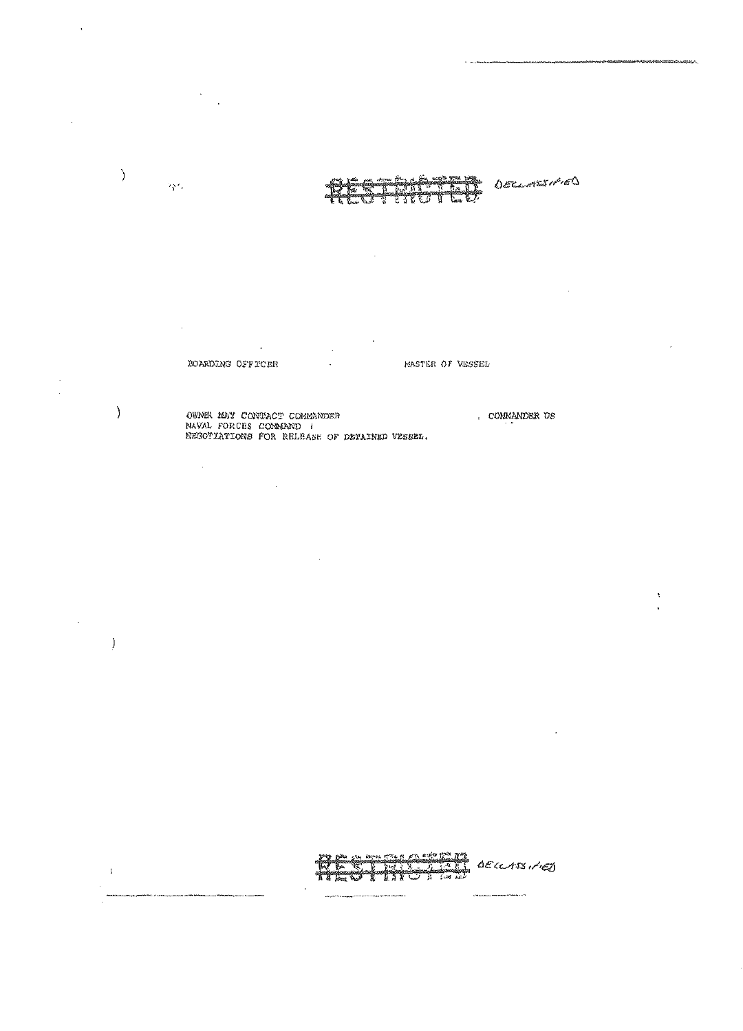~~RESTRICTED~~ DECLASSIFIED

BOARDING OFFICER          MASTER OF VESSEL

OWNER MAY CONTACT COMMANDER                    , COMMANDER US
NAVAL FORCES COMMAND /
NEGOTIATIONS FOR RELEASE OF DETAINED VESSEL.

~~RESTRICTED~~ DECLASSIFIED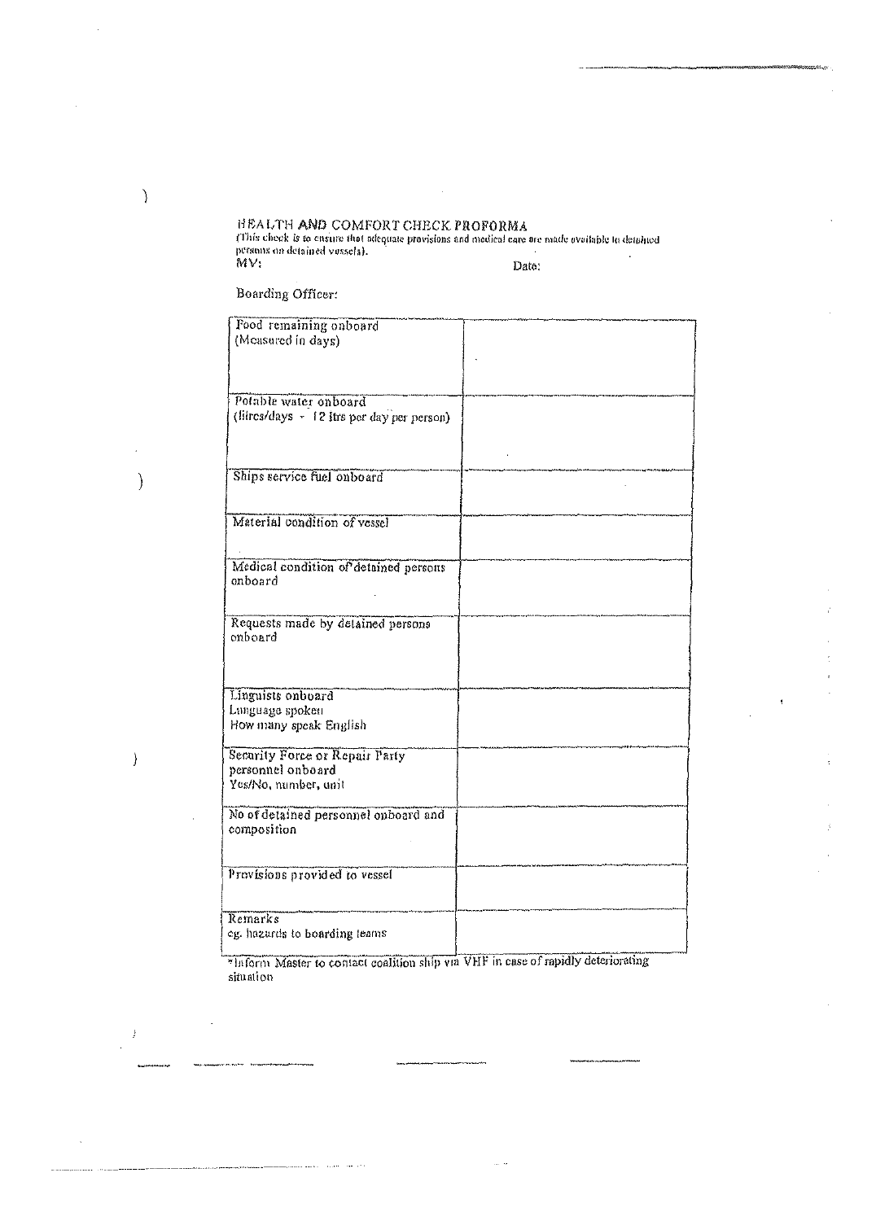# HEALTH AND COMFORT CHECK PROFORMA

*(This check is to ensure that adequate provisions and medical care are made available to detained persons on detained vessels).*

MV: Date:

Boarding Officer:

| | |
|---|---|
| Food remaining onboard<br>(Measured in days) | |
| Potable water onboard<br>(litres/days - 12 ltrs per day per person) | |
| Ships service fuel onboard | |
| Material condition of vessel | |
| Medical condition of detained persons onboard | |
| Requests made by detained persons onboard | |
| Linguists onboard<br>Language spoken<br>How many speak English | |
| Security Force or Repair Party personnel onboard<br>Yes/No, number, unit | |
| No of detained personnel onboard and composition | |
| Provisions provided to vessel | |
| Remarks<br>eg. hazards to boarding teams | |

*Inform Master to contact coalition ship via VHF in case of rapidly deteriorating situation